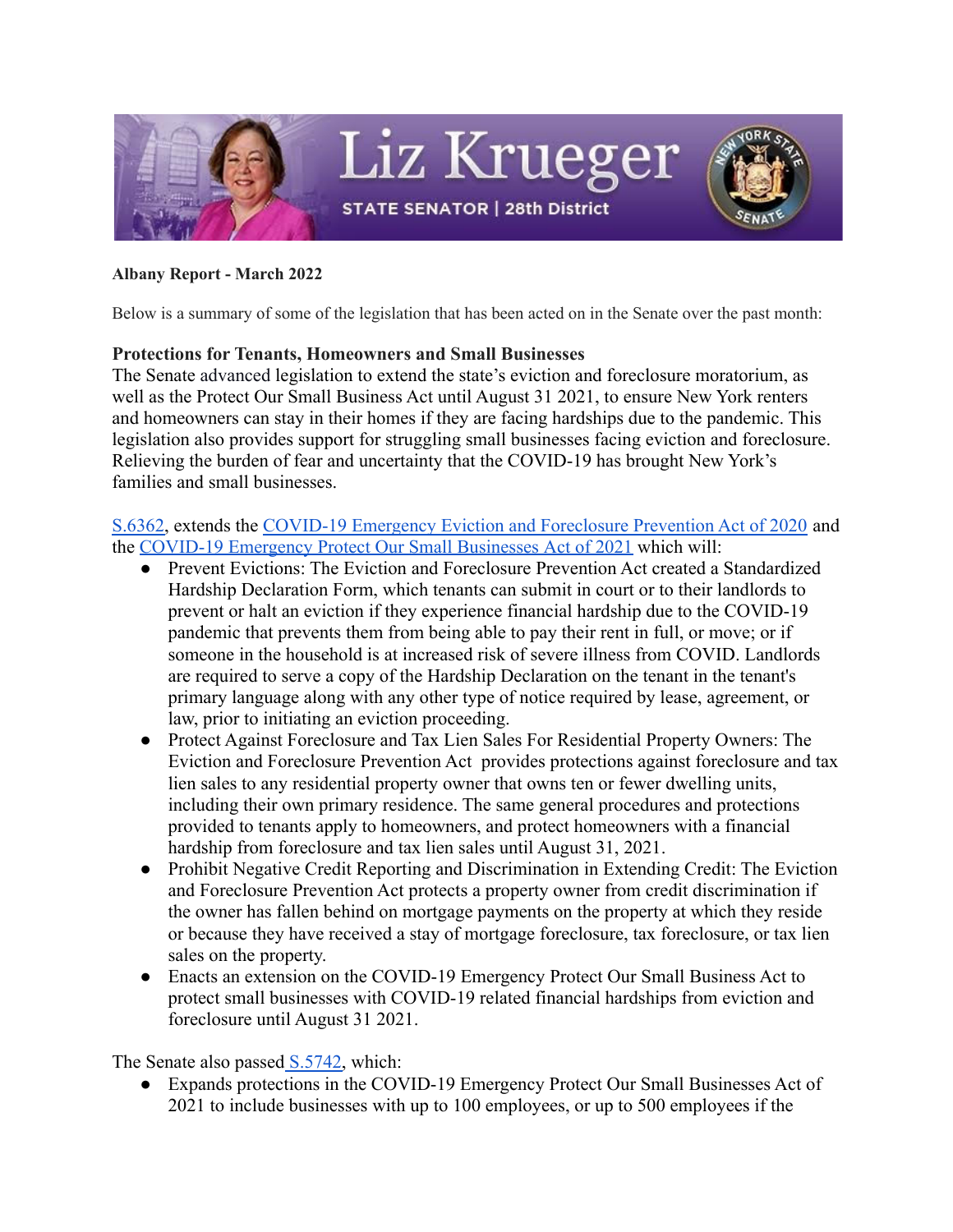Liz Krueger

STATE SENATOR | 28th District

**Albany Report - March 2022**

Below is a summary of some of the legislation that has been acted on in the Senate over the past month:

**Protections for Tenants, Homeowners and Small Businesses**

The Senate advanced legislation to extend the state's eviction and foreclosure moratorium, as well as the Protect Our Small Business Act until August 31 2021, to ensure New York renters and homeowners can stay in their homes if they are facing hardships due to the pandemic. This legislation also provides support for struggling small businesses facing eviction and foreclosure. Relieving the burden of fear and uncertainty that the COVID-19 has brought New York's families and small businesses.

S.6362, extends the COVID-19 Emergency Eviction and Foreclosure Prevention Act of 2020 and the COVID-19 Emergency Protect Our Small Businesses Act of 2021 which will:

- Prevent Evictions: The Eviction and Foreclosure Prevention Act created a Standardized Hardship Declaration Form, which tenants can submit in court or to their landlords to prevent or halt an eviction if they experience financial hardship due to the COVID-19 pandemic that prevents them from being able to pay their rent in full, or move; or if someone in the household is at increased risk of severe illness from COVID. Landlords are required to serve a copy of the Hardship Declaration on the tenant in the tenant's primary language along with any other type of notice required by lease, agreement, or law, prior to initiating an eviction proceeding.
- Protect Against Foreclosure and Tax Lien Sales For Residential Property Owners: The Eviction and Foreclosure Prevention Act provides protections against foreclosure and tax lien sales to any residential property owner that owns ten or fewer dwelling units, including their own primary residence. The same general procedures and protections provided to tenants apply to homeowners, and protect homeowners with a financial hardship from foreclosure and tax lien sales until August 31, 2021.
- Prohibit Negative Credit Reporting and Discrimination in Extending Credit: The Eviction and Foreclosure Prevention Act protects a property owner from credit discrimination if the owner has fallen behind on mortgage payments on the property at which they reside or because they have received a stay of mortgage foreclosure, tax foreclosure, or tax lien sales on the property.
- Enacts an extension on the COVID-19 Emergency Protect Our Small Business Act to protect small businesses with COVID-19 related financial hardships from eviction and foreclosure until August 31 2021.

The Senate also passed S.5742, which:

- Expands protections in the COVID-19 Emergency Protect Our Small Businesses Act of 2021 to include businesses with up to 100 employees, or up to 500 employees if the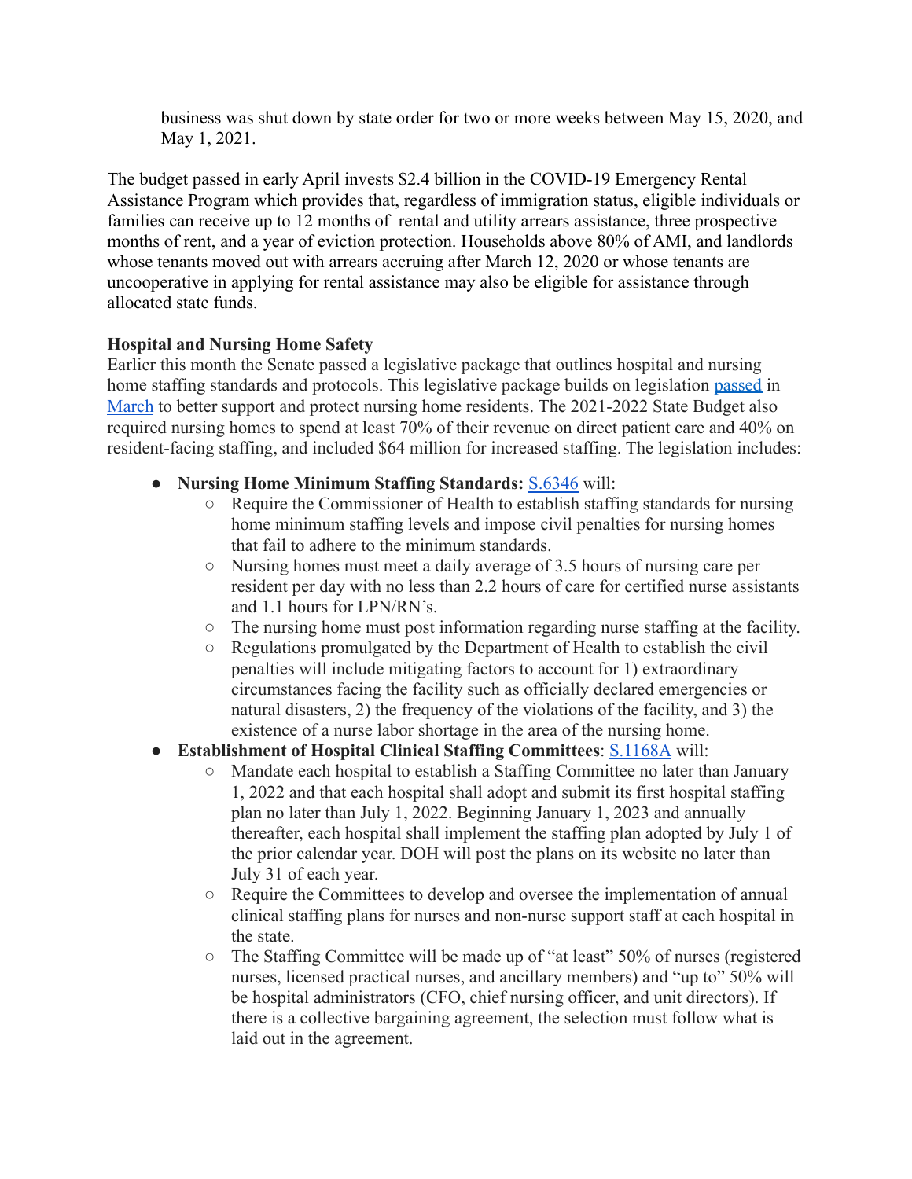business was shut down by state order for two or more weeks between May 15, 2020, and May 1, 2021.

The budget passed in early April invests $2.4 billion in the COVID-19 Emergency Rental Assistance Program which provides that, regardless of immigration status, eligible individuals or families can receive up to 12 months of rental and utility arrears assistance, three prospective months of rent, and a year of eviction protection. Households above 80% of AMI, and landlords whose tenants moved out with arrears accruing after March 12, 2020 or whose tenants are uncooperative in applying for rental assistance may also be eligible for assistance through allocated state funds.

**Hospital and Nursing Home Safety**

Earlier this month the Senate passed a legislative package that outlines hospital and nursing home staffing standards and protocols. This legislative package builds on legislation passed in March to better support and protect nursing home residents. The 2021-2022 State Budget also required nursing homes to spend at least 70% of their revenue on direct patient care and 40% on resident-facing staffing, and included $64 million for increased staffing. The legislation includes:

- **Nursing Home Minimum Staffing Standards:** S.6346 will:
  - Require the Commissioner of Health to establish staffing standards for nursing home minimum staffing levels and impose civil penalties for nursing homes that fail to adhere to the minimum standards.
  - Nursing homes must meet a daily average of 3.5 hours of nursing care per resident per day with no less than 2.2 hours of care for certified nurse assistants and 1.1 hours for LPN/RN's.
  - The nursing home must post information regarding nurse staffing at the facility.
  - Regulations promulgated by the Department of Health to establish the civil penalties will include mitigating factors to account for 1) extraordinary circumstances facing the facility such as officially declared emergencies or natural disasters, 2) the frequency of the violations of the facility, and 3) the existence of a nurse labor shortage in the area of the nursing home.
- **Establishment of Hospital Clinical Staffing Committees**: S.1168A will:
  - Mandate each hospital to establish a Staffing Committee no later than January 1, 2022 and that each hospital shall adopt and submit its first hospital staffing plan no later than July 1, 2022. Beginning January 1, 2023 and annually thereafter, each hospital shall implement the staffing plan adopted by July 1 of the prior calendar year. DOH will post the plans on its website no later than July 31 of each year.
  - Require the Committees to develop and oversee the implementation of annual clinical staffing plans for nurses and non-nurse support staff at each hospital in the state.
  - The Staffing Committee will be made up of "at least" 50% of nurses (registered nurses, licensed practical nurses, and ancillary members) and "up to" 50% will be hospital administrators (CFO, chief nursing officer, and unit directors). If there is a collective bargaining agreement, the selection must follow what is laid out in the agreement.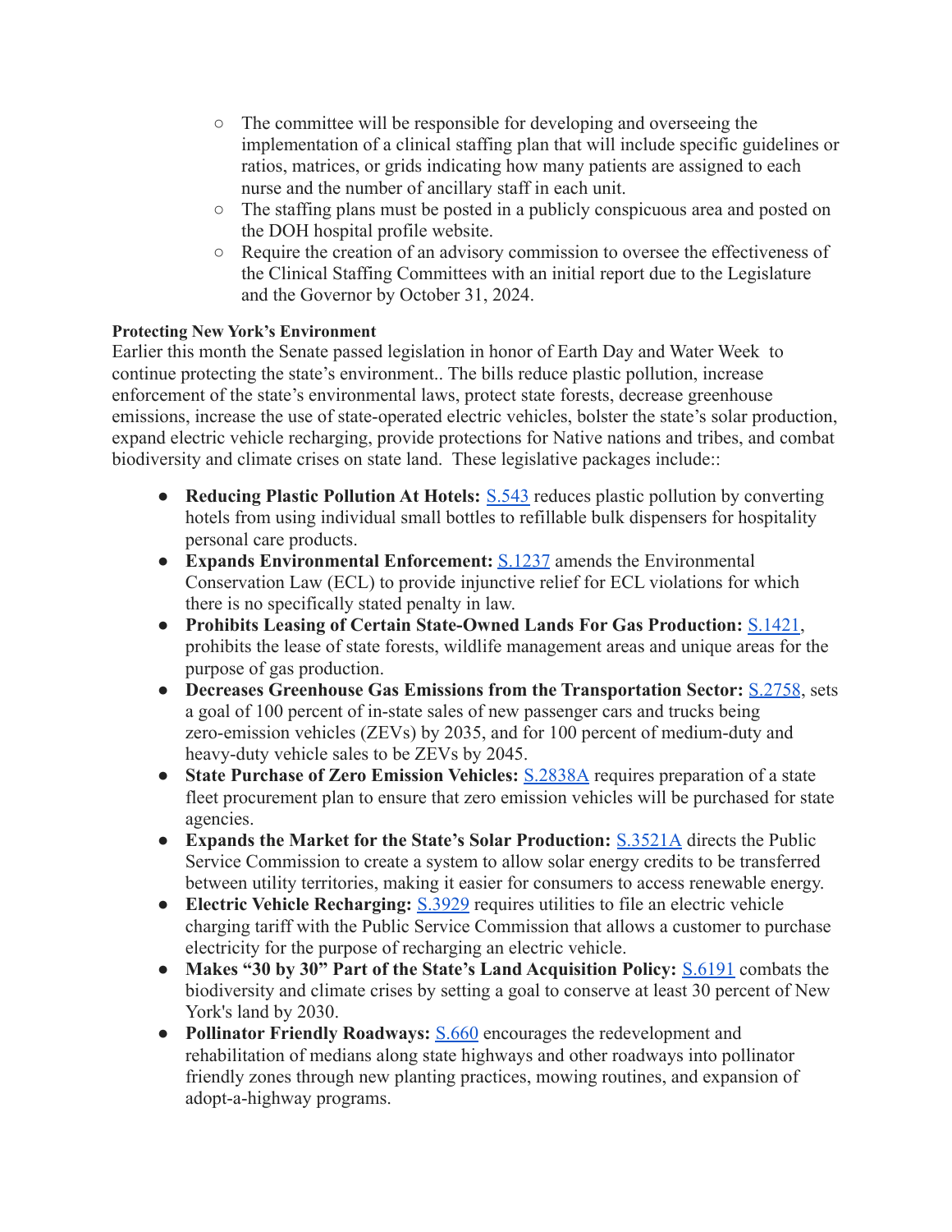- The committee will be responsible for developing and overseeing the implementation of a clinical staffing plan that will include specific guidelines or ratios, matrices, or grids indicating how many patients are assigned to each nurse and the number of ancillary staff in each unit.
  - The staffing plans must be posted in a publicly conspicuous area and posted on the DOH hospital profile website.
  - Require the creation of an advisory commission to oversee the effectiveness of the Clinical Staffing Committees with an initial report due to the Legislature and the Governor by October 31, 2024.

**Protecting New York's Environment**

Earlier this month the Senate passed legislation in honor of Earth Day and Water Week to continue protecting the state's environment.. The bills reduce plastic pollution, increase enforcement of the state's environmental laws, protect state forests, decrease greenhouse emissions, increase the use of state-operated electric vehicles, bolster the state's solar production, expand electric vehicle recharging, provide protections for Native nations and tribes, and combat biodiversity and climate crises on state land. These legislative packages include::

- **Reducing Plastic Pollution At Hotels:** S.543 reduces plastic pollution by converting hotels from using individual small bottles to refillable bulk dispensers for hospitality personal care products.
- **Expands Environmental Enforcement:** S.1237 amends the Environmental Conservation Law (ECL) to provide injunctive relief for ECL violations for which there is no specifically stated penalty in law.
- **Prohibits Leasing of Certain State-Owned Lands For Gas Production:** S.1421, prohibits the lease of state forests, wildlife management areas and unique areas for the purpose of gas production.
- **Decreases Greenhouse Gas Emissions from the Transportation Sector:** S.2758, sets a goal of 100 percent of in-state sales of new passenger cars and trucks being zero-emission vehicles (ZEVs) by 2035, and for 100 percent of medium-duty and heavy-duty vehicle sales to be ZEVs by 2045.
- **State Purchase of Zero Emission Vehicles:** S.2838A requires preparation of a state fleet procurement plan to ensure that zero emission vehicles will be purchased for state agencies.
- **Expands the Market for the State's Solar Production:** S.3521A directs the Public Service Commission to create a system to allow solar energy credits to be transferred between utility territories, making it easier for consumers to access renewable energy.
- **Electric Vehicle Recharging:** S.3929 requires utilities to file an electric vehicle charging tariff with the Public Service Commission that allows a customer to purchase electricity for the purpose of recharging an electric vehicle.
- **Makes "30 by 30" Part of the State's Land Acquisition Policy:** S.6191 combats the biodiversity and climate crises by setting a goal to conserve at least 30 percent of New York's land by 2030.
- **Pollinator Friendly Roadways:** S.660 encourages the redevelopment and rehabilitation of medians along state highways and other roadways into pollinator friendly zones through new planting practices, mowing routines, and expansion of adopt-a-highway programs.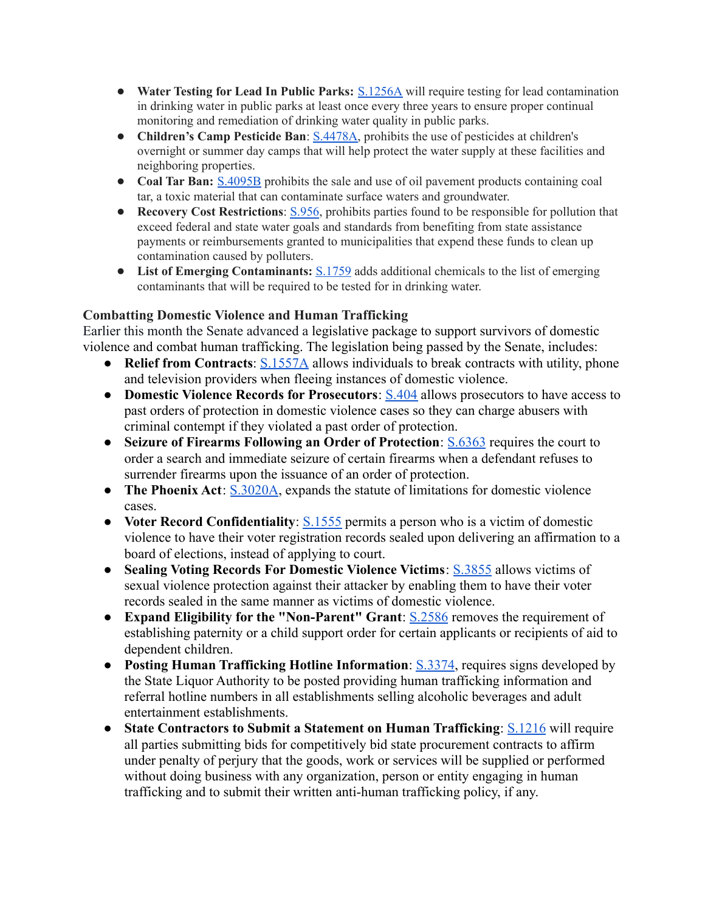- **Water Testing for Lead In Public Parks:** S.1256A will require testing for lead contamination in drinking water in public parks at least once every three years to ensure proper continual monitoring and remediation of drinking water quality in public parks.
- **Children's Camp Pesticide Ban**: S.4478A, prohibits the use of pesticides at children's overnight or summer day camps that will help protect the water supply at these facilities and neighboring properties.
- **Coal Tar Ban:** S.4095B prohibits the sale and use of oil pavement products containing coal tar, a toxic material that can contaminate surface waters and groundwater.
- **Recovery Cost Restrictions**: S.956, prohibits parties found to be responsible for pollution that exceed federal and state water goals and standards from benefiting from state assistance payments or reimbursements granted to municipalities that expend these funds to clean up contamination caused by polluters.
- **List of Emerging Contaminants:** S.1759 adds additional chemicals to the list of emerging contaminants that will be required to be tested for in drinking water.

**Combatting Domestic Violence and Human Trafficking**

Earlier this month the Senate advanced a legislative package to support survivors of domestic violence and combat human trafficking. The legislation being passed by the Senate, includes:

- **Relief from Contracts**: S.1557A allows individuals to break contracts with utility, phone and television providers when fleeing instances of domestic violence.
- **Domestic Violence Records for Prosecutors**: S.404 allows prosecutors to have access to past orders of protection in domestic violence cases so they can charge abusers with criminal contempt if they violated a past order of protection.
- **Seizure of Firearms Following an Order of Protection**: S.6363 requires the court to order a search and immediate seizure of certain firearms when a defendant refuses to surrender firearms upon the issuance of an order of protection.
- **The Phoenix Act**: S.3020A, expands the statute of limitations for domestic violence cases.
- **Voter Record Confidentiality**: S.1555 permits a person who is a victim of domestic violence to have their voter registration records sealed upon delivering an affirmation to a board of elections, instead of applying to court.
- **Sealing Voting Records For Domestic Violence Victims**: S.3855 allows victims of sexual violence protection against their attacker by enabling them to have their voter records sealed in the same manner as victims of domestic violence.
- **Expand Eligibility for the "Non-Parent" Grant**: S.2586 removes the requirement of establishing paternity or a child support order for certain applicants or recipients of aid to dependent children.
- **Posting Human Trafficking Hotline Information**: S.3374, requires signs developed by the State Liquor Authority to be posted providing human trafficking information and referral hotline numbers in all establishments selling alcoholic beverages and adult entertainment establishments.
- **State Contractors to Submit a Statement on Human Trafficking**: S.1216 will require all parties submitting bids for competitively bid state procurement contracts to affirm under penalty of perjury that the goods, work or services will be supplied or performed without doing business with any organization, person or entity engaging in human trafficking and to submit their written anti-human trafficking policy, if any.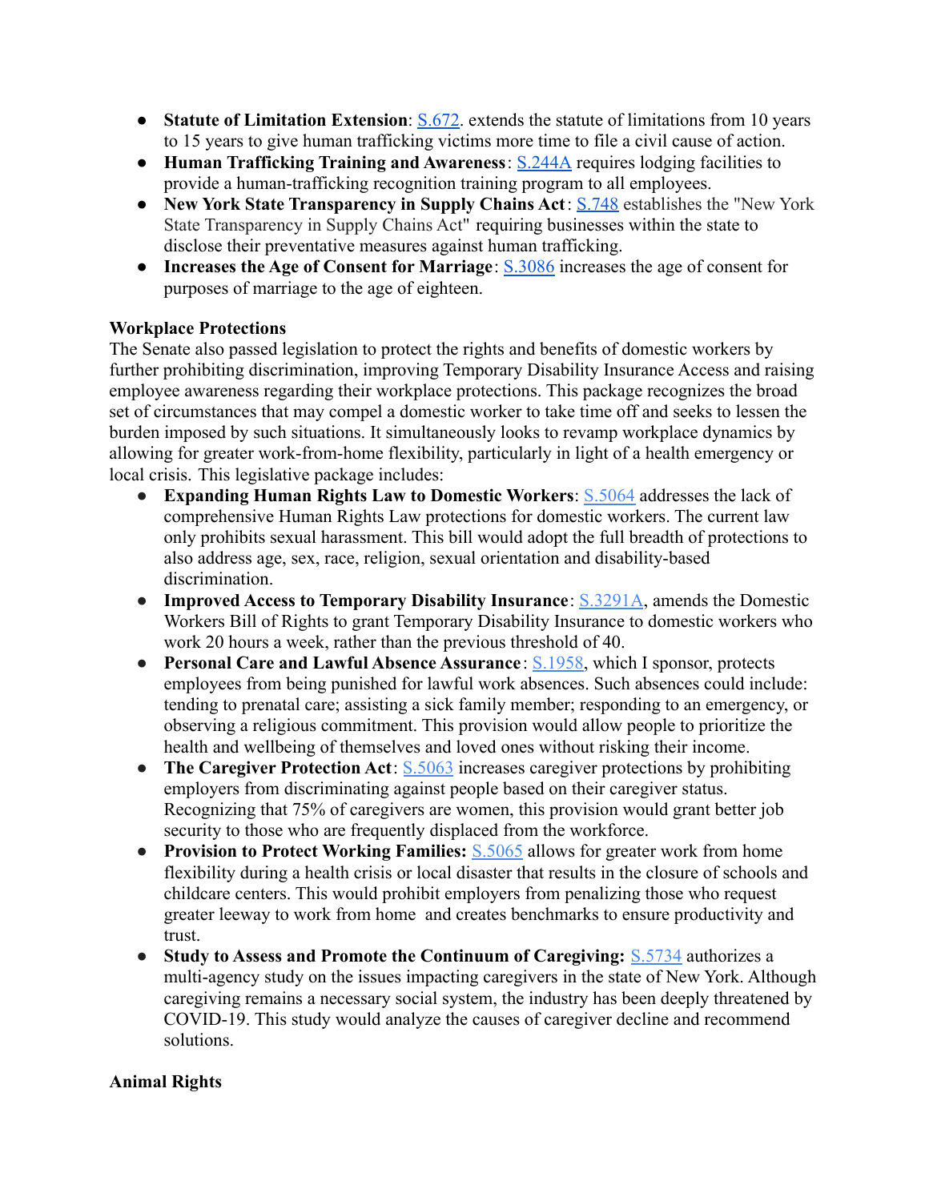- **Statute of Limitation Extension**: [S.672](). extends the statute of limitations from 10 years to 15 years to give human trafficking victims more time to file a civil cause of action.
- **Human Trafficking Training and Awareness**: [S.244A]() requires lodging facilities to provide a human-trafficking recognition training program to all employees.
- **New York State Transparency in Supply Chains Act**: [S.748]() establishes the "New York State Transparency in Supply Chains Act" requiring businesses within the state to disclose their preventative measures against human trafficking.
- **Increases the Age of Consent for Marriage**: [S.3086]() increases the age of consent for purposes of marriage to the age of eighteen.

**Workplace Protections**

The Senate also passed legislation to protect the rights and benefits of domestic workers by further prohibiting discrimination, improving Temporary Disability Insurance Access and raising employee awareness regarding their workplace protections. This package recognizes the broad set of circumstances that may compel a domestic worker to take time off and seeks to lessen the burden imposed by such situations. It simultaneously looks to revamp workplace dynamics by allowing for greater work-from-home flexibility, particularly in light of a health emergency or local crisis. This legislative package includes:

- **Expanding Human Rights Law to Domestic Workers**: [S.5064]() addresses the lack of comprehensive Human Rights Law protections for domestic workers. The current law only prohibits sexual harassment. This bill would adopt the full breadth of protections to also address age, sex, race, religion, sexual orientation and disability-based discrimination.
- **Improved Access to Temporary Disability Insurance**: [S.3291A](), amends the Domestic Workers Bill of Rights to grant Temporary Disability Insurance to domestic workers who work 20 hours a week, rather than the previous threshold of 40.
- **Personal Care and Lawful Absence Assurance**: [S.1958](), which I sponsor, protects employees from being punished for lawful work absences. Such absences could include: tending to prenatal care; assisting a sick family member; responding to an emergency, or observing a religious commitment. This provision would allow people to prioritize the health and wellbeing of themselves and loved ones without risking their income.
- **The Caregiver Protection Act**: [S.5063]() increases caregiver protections by prohibiting employers from discriminating against people based on their caregiver status. Recognizing that 75% of caregivers are women, this provision would grant better job security to those who are frequently displaced from the workforce.
- **Provision to Protect Working Families:** [S.5065]() allows for greater work from home flexibility during a health crisis or local disaster that results in the closure of schools and childcare centers. This would prohibit employers from penalizing those who request greater leeway to work from home and creates benchmarks to ensure productivity and trust.
- **Study to Assess and Promote the Continuum of Caregiving:** [S.5734]() authorizes a multi-agency study on the issues impacting caregivers in the state of New York. Although caregiving remains a necessary social system, the industry has been deeply threatened by COVID-19. This study would analyze the causes of caregiver decline and recommend solutions.

**Animal Rights**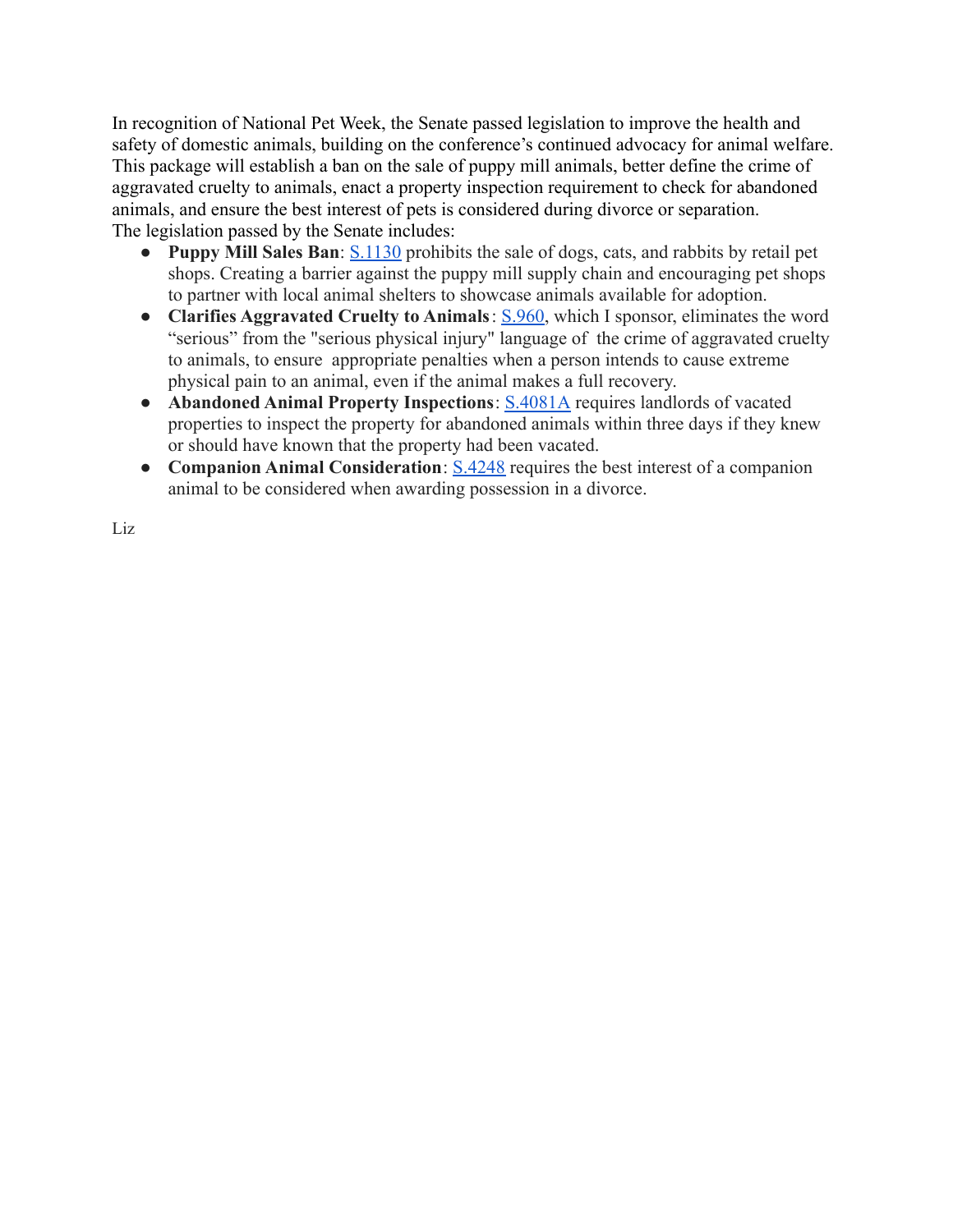In recognition of National Pet Week, the Senate passed legislation to improve the health and safety of domestic animals, building on the conference's continued advocacy for animal welfare. This package will establish a ban on the sale of puppy mill animals, better define the crime of aggravated cruelty to animals, enact a property inspection requirement to check for abandoned animals, and ensure the best interest of pets is considered during divorce or separation.
The legislation passed by the Senate includes:

- **Puppy Mill Sales Ban**: S.1130 prohibits the sale of dogs, cats, and rabbits by retail pet shops. Creating a barrier against the puppy mill supply chain and encouraging pet shops to partner with local animal shelters to showcase animals available for adoption.
- **Clarifies Aggravated Cruelty to Animals**: S.960, which I sponsor, eliminates the word "serious" from the "serious physical injury" language of the crime of aggravated cruelty to animals, to ensure appropriate penalties when a person intends to cause extreme physical pain to an animal, even if the animal makes a full recovery.
- **Abandoned Animal Property Inspections**: S.4081A requires landlords of vacated properties to inspect the property for abandoned animals within three days if they knew or should have known that the property had been vacated.
- **Companion Animal Consideration**: S.4248 requires the best interest of a companion animal to be considered when awarding possession in a divorce.

Liz